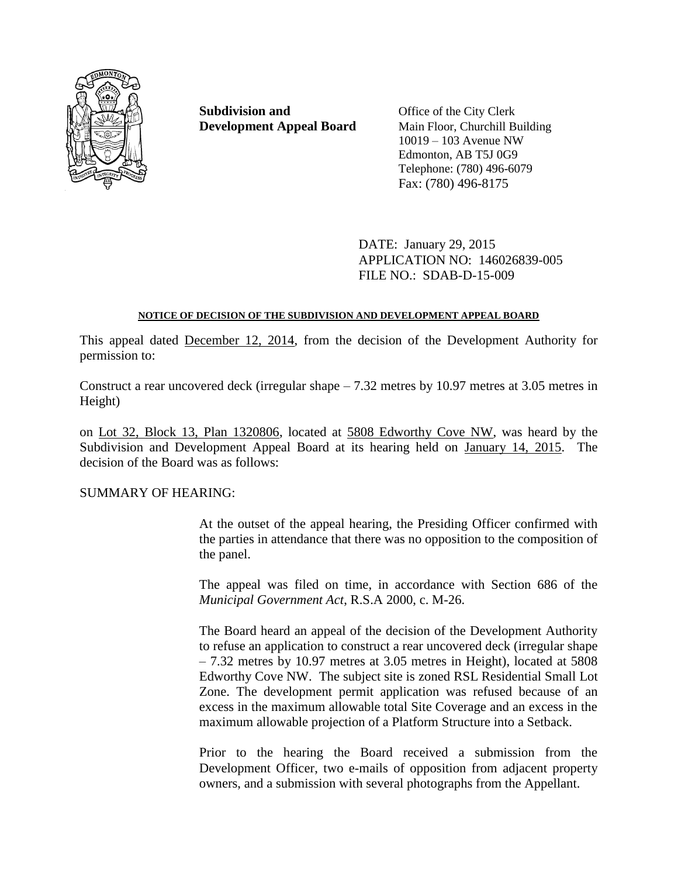**Subdivision and Development Appeal Board**

Office of the City Clerk
Main Floor, Churchill Building
10019 – 103 Avenue NW
Edmonton, AB T5J 0G9
Telephone: (780) 496-6079
Fax: (780) 496-8175

DATE: January 29, 2015
APPLICATION NO: 146026839-005
FILE NO.: SDAB-D-15-009

**NOTICE OF DECISION OF THE SUBDIVISION AND DEVELOPMENT APPEAL BOARD**

This appeal dated December 12, 2014, from the decision of the Development Authority for permission to:

Construct a rear uncovered deck (irregular shape – 7.32 metres by 10.97 metres at 3.05 metres in Height)

on Lot 32, Block 13, Plan 1320806, located at 5808 Edworthy Cove NW, was heard by the Subdivision and Development Appeal Board at its hearing held on January 14, 2015. The decision of the Board was as follows:

SUMMARY OF HEARING:

At the outset of the appeal hearing, the Presiding Officer confirmed with the parties in attendance that there was no opposition to the composition of the panel.

The appeal was filed on time, in accordance with Section 686 of the *Municipal Government Act*, R.S.A 2000, c. M-26.

The Board heard an appeal of the decision of the Development Authority to refuse an application to construct a rear uncovered deck (irregular shape – 7.32 metres by 10.97 metres at 3.05 metres in Height), located at 5808 Edworthy Cove NW. The subject site is zoned RSL Residential Small Lot Zone. The development permit application was refused because of an excess in the maximum allowable total Site Coverage and an excess in the maximum allowable projection of a Platform Structure into a Setback.

Prior to the hearing the Board received a submission from the Development Officer, two e-mails of opposition from adjacent property owners, and a submission with several photographs from the Appellant.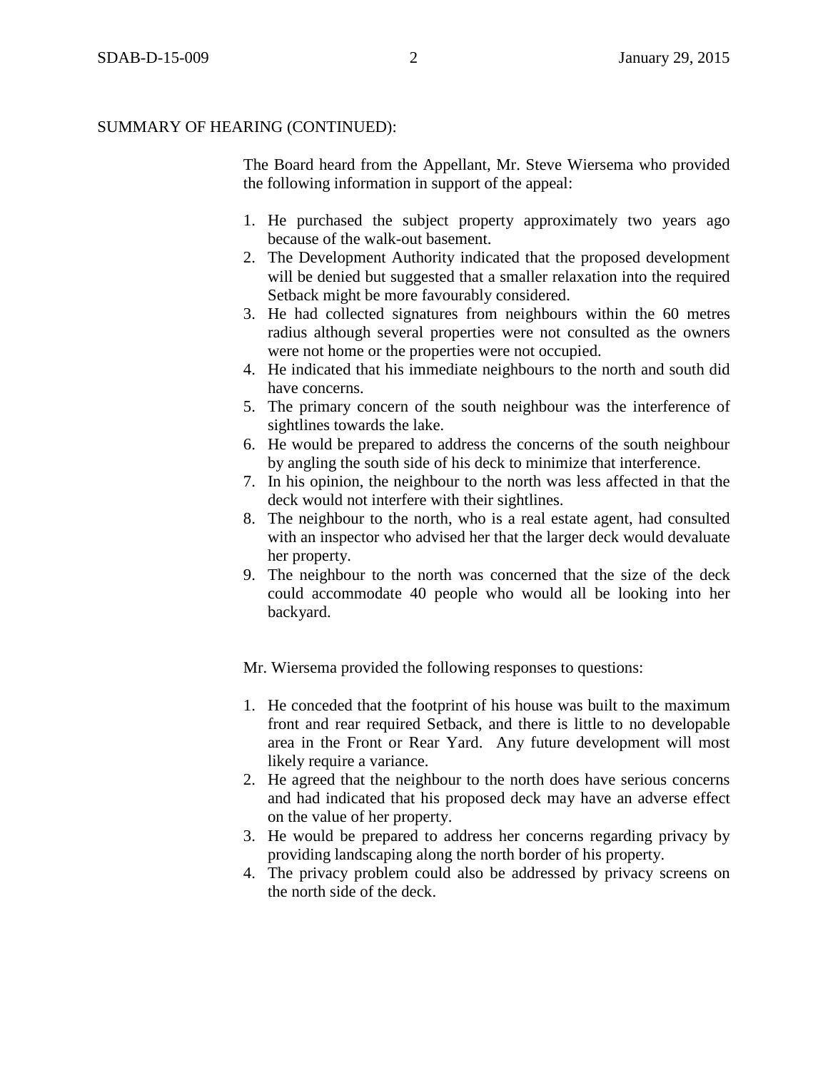SUMMARY OF HEARING (CONTINUED):

The Board heard from the Appellant, Mr. Steve Wiersema who provided the following information in support of the appeal:

1. He purchased the subject property approximately two years ago because of the walk-out basement.
2. The Development Authority indicated that the proposed development will be denied but suggested that a smaller relaxation into the required Setback might be more favourably considered.
3. He had collected signatures from neighbours within the 60 metres radius although several properties were not consulted as the owners were not home or the properties were not occupied.
4. He indicated that his immediate neighbours to the north and south did have concerns.
5. The primary concern of the south neighbour was the interference of sightlines towards the lake.
6. He would be prepared to address the concerns of the south neighbour by angling the south side of his deck to minimize that interference.
7. In his opinion, the neighbour to the north was less affected in that the deck would not interfere with their sightlines.
8. The neighbour to the north, who is a real estate agent, had consulted with an inspector who advised her that the larger deck would devaluate her property.
9. The neighbour to the north was concerned that the size of the deck could accommodate 40 people who would all be looking into her backyard.

Mr. Wiersema provided the following responses to questions:

1. He conceded that the footprint of his house was built to the maximum front and rear required Setback, and there is little to no developable area in the Front or Rear Yard. Any future development will most likely require a variance.
2. He agreed that the neighbour to the north does have serious concerns and had indicated that his proposed deck may have an adverse effect on the value of her property.
3. He would be prepared to address her concerns regarding privacy by providing landscaping along the north border of his property.
4. The privacy problem could also be addressed by privacy screens on the north side of the deck.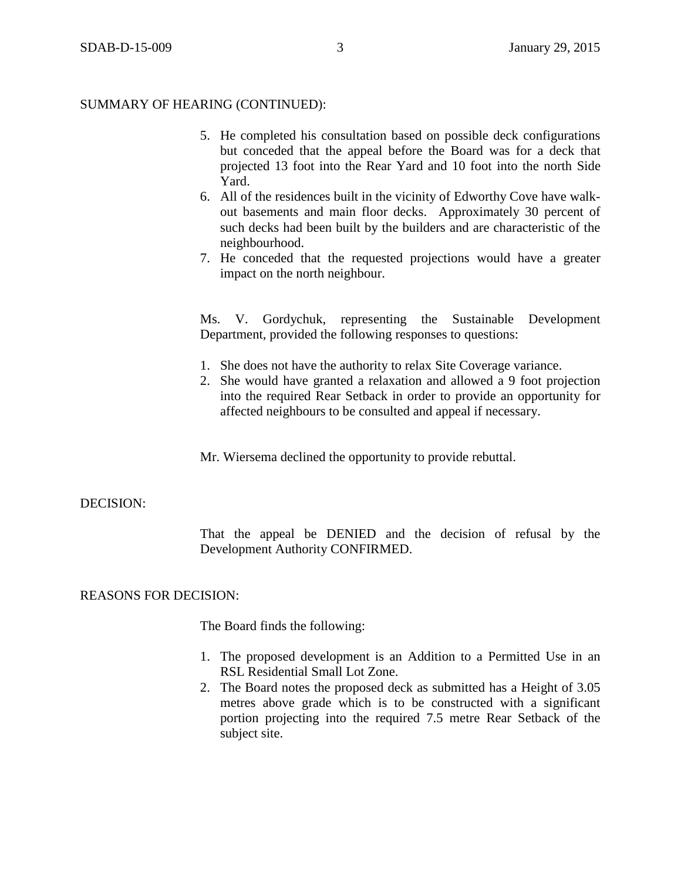SUMMARY OF HEARING (CONTINUED):

5. He completed his consultation based on possible deck configurations but conceded that the appeal before the Board was for a deck that projected 13 foot into the Rear Yard and 10 foot into the north Side Yard.
6. All of the residences built in the vicinity of Edworthy Cove have walk-out basements and main floor decks. Approximately 30 percent of such decks had been built by the builders and are characteristic of the neighbourhood.
7. He conceded that the requested projections would have a greater impact on the north neighbour.

Ms. V. Gordychuk, representing the Sustainable Development Department, provided the following responses to questions:

1. She does not have the authority to relax Site Coverage variance.
2. She would have granted a relaxation and allowed a 9 foot projection into the required Rear Setback in order to provide an opportunity for affected neighbours to be consulted and appeal if necessary.

Mr. Wiersema declined the opportunity to provide rebuttal.

DECISION:

That the appeal be DENIED and the decision of refusal by the Development Authority CONFIRMED.

REASONS FOR DECISION:

The Board finds the following:

1. The proposed development is an Addition to a Permitted Use in an RSL Residential Small Lot Zone.
2. The Board notes the proposed deck as submitted has a Height of 3.05 metres above grade which is to be constructed with a significant portion projecting into the required 7.5 metre Rear Setback of the subject site.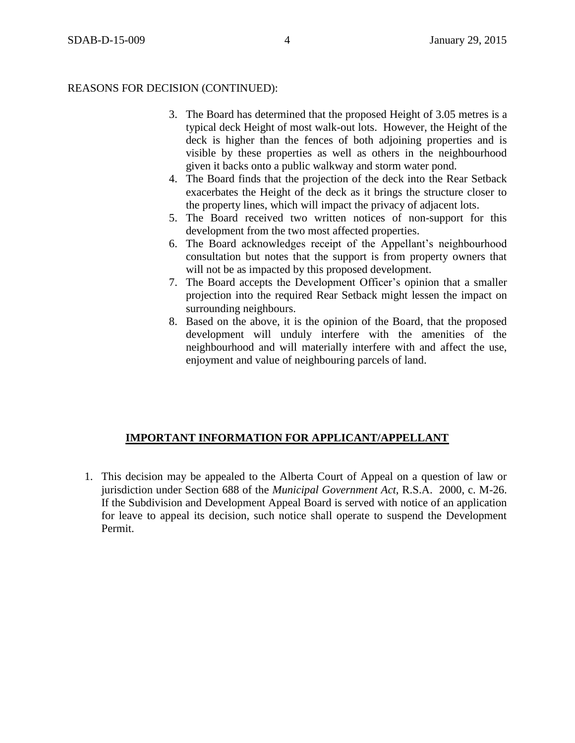REASONS FOR DECISION (CONTINUED):

3. The Board has determined that the proposed Height of 3.05 metres is a typical deck Height of most walk-out lots. However, the Height of the deck is higher than the fences of both adjoining properties and is visible by these properties as well as others in the neighbourhood given it backs onto a public walkway and storm water pond.
4. The Board finds that the projection of the deck into the Rear Setback exacerbates the Height of the deck as it brings the structure closer to the property lines, which will impact the privacy of adjacent lots.
5. The Board received two written notices of non-support for this development from the two most affected properties.
6. The Board acknowledges receipt of the Appellant's neighbourhood consultation but notes that the support is from property owners that will not be as impacted by this proposed development.
7. The Board accepts the Development Officer's opinion that a smaller projection into the required Rear Setback might lessen the impact on surrounding neighbours.
8. Based on the above, it is the opinion of the Board, that the proposed development will unduly interfere with the amenities of the neighbourhood and will materially interfere with and affect the use, enjoyment and value of neighbouring parcels of land.

## IMPORTANT INFORMATION FOR APPLICANT/APPELLANT

1. This decision may be appealed to the Alberta Court of Appeal on a question of law or jurisdiction under Section 688 of the *Municipal Government Act*, R.S.A. 2000, c. M-26. If the Subdivision and Development Appeal Board is served with notice of an application for leave to appeal its decision, such notice shall operate to suspend the Development Permit.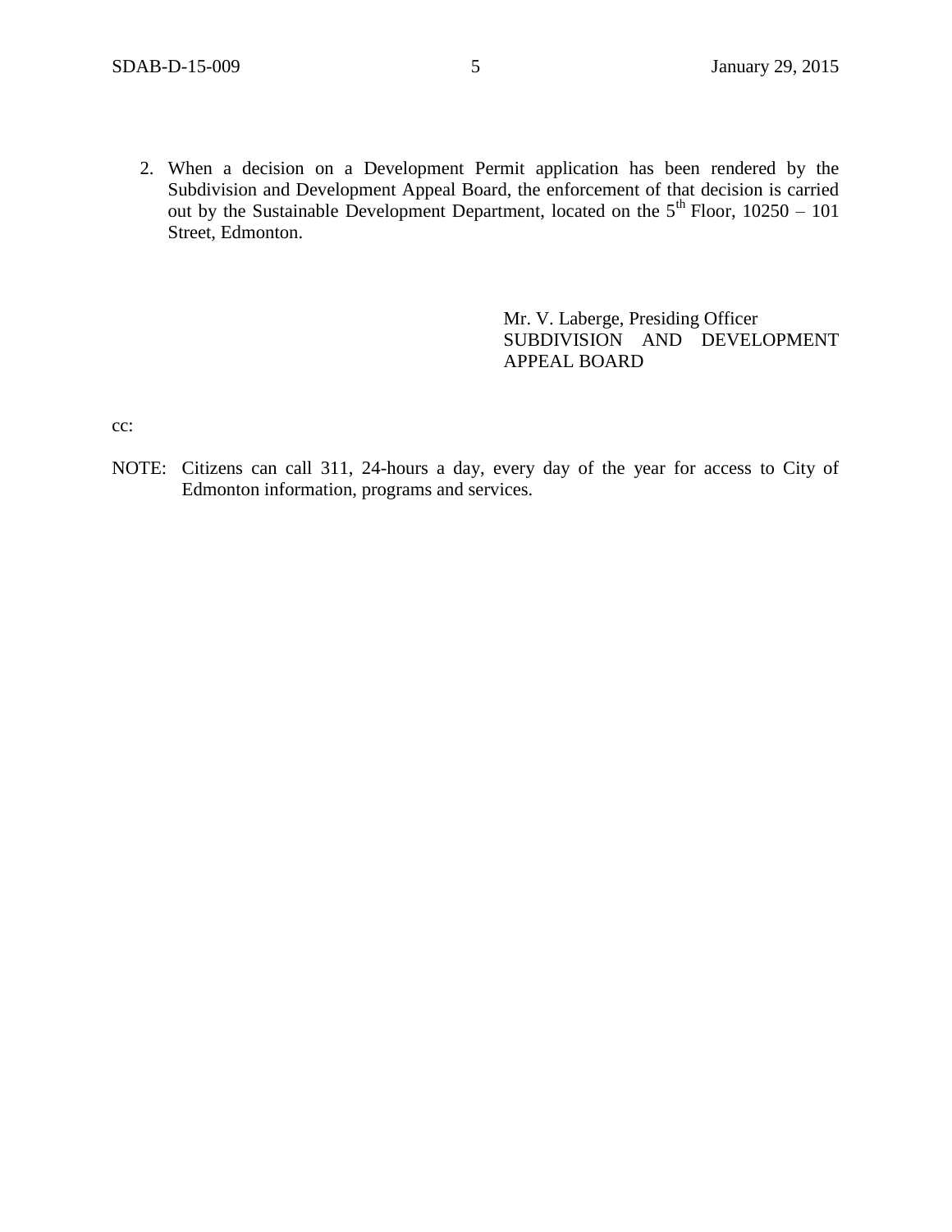2. When a decision on a Development Permit application has been rendered by the Subdivision and Development Appeal Board, the enforcement of that decision is carried out by the Sustainable Development Department, located on the 5th Floor, 10250 – 101 Street, Edmonton.

Mr. V. Laberge, Presiding Officer
SUBDIVISION AND DEVELOPMENT APPEAL BOARD

cc:

NOTE: Citizens can call 311, 24-hours a day, every day of the year for access to City of Edmonton information, programs and services.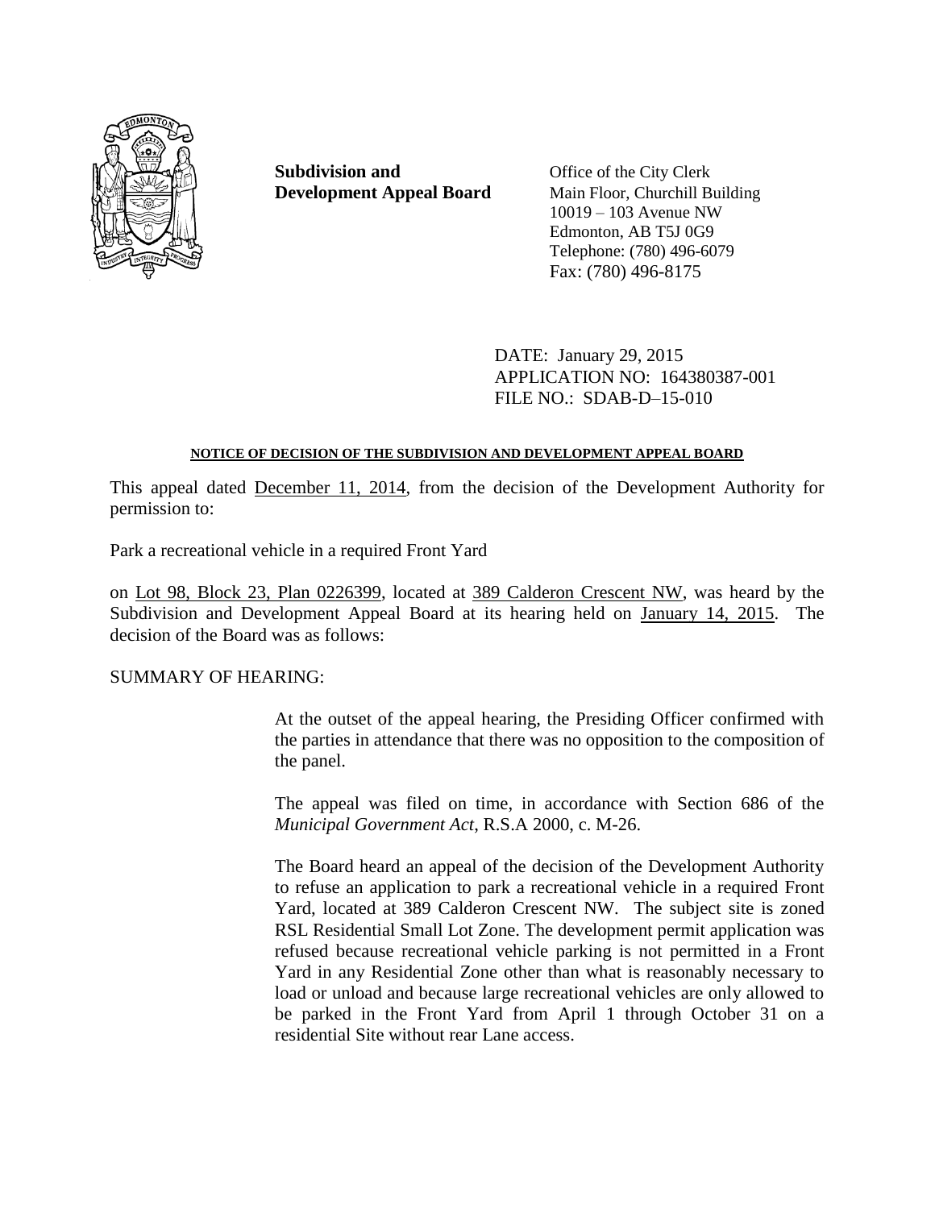**Subdivision and Development Appeal Board**

Office of the City Clerk
Main Floor, Churchill Building
10019 – 103 Avenue NW
Edmonton, AB T5J 0G9
Telephone: (780) 496-6079
Fax: (780) 496-8175

DATE: January 29, 2015
APPLICATION NO: 164380387-001
FILE NO.: SDAB-D–15-010

**NOTICE OF DECISION OF THE SUBDIVISION AND DEVELOPMENT APPEAL BOARD**

This appeal dated December 11, 2014, from the decision of the Development Authority for permission to:

Park a recreational vehicle in a required Front Yard

on Lot 98, Block 23, Plan 0226399, located at 389 Calderon Crescent NW, was heard by the Subdivision and Development Appeal Board at its hearing held on January 14, 2015. The decision of the Board was as follows:

SUMMARY OF HEARING:

At the outset of the appeal hearing, the Presiding Officer confirmed with the parties in attendance that there was no opposition to the composition of the panel.

The appeal was filed on time, in accordance with Section 686 of the *Municipal Government Act*, R.S.A 2000, c. M-26.

The Board heard an appeal of the decision of the Development Authority to refuse an application to park a recreational vehicle in a required Front Yard, located at 389 Calderon Crescent NW. The subject site is zoned RSL Residential Small Lot Zone. The development permit application was refused because recreational vehicle parking is not permitted in a Front Yard in any Residential Zone other than what is reasonably necessary to load or unload and because large recreational vehicles are only allowed to be parked in the Front Yard from April 1 through October 31 on a residential Site without rear Lane access.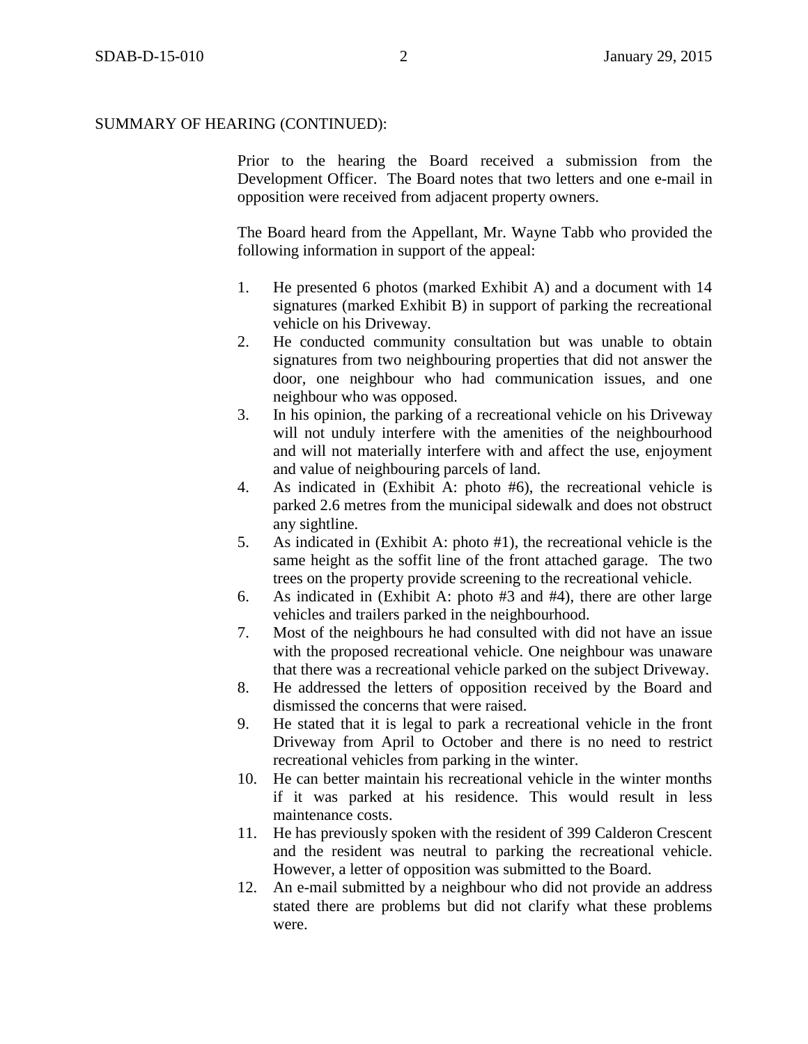SUMMARY OF HEARING (CONTINUED):

Prior to the hearing the Board received a submission from the Development Officer. The Board notes that two letters and one e-mail in opposition were received from adjacent property owners.

The Board heard from the Appellant, Mr. Wayne Tabb who provided the following information in support of the appeal:

1. He presented 6 photos (marked Exhibit A) and a document with 14 signatures (marked Exhibit B) in support of parking the recreational vehicle on his Driveway.
2. He conducted community consultation but was unable to obtain signatures from two neighbouring properties that did not answer the door, one neighbour who had communication issues, and one neighbour who was opposed.
3. In his opinion, the parking of a recreational vehicle on his Driveway will not unduly interfere with the amenities of the neighbourhood and will not materially interfere with and affect the use, enjoyment and value of neighbouring parcels of land.
4. As indicated in (Exhibit A: photo #6), the recreational vehicle is parked 2.6 metres from the municipal sidewalk and does not obstruct any sightline.
5. As indicated in (Exhibit A: photo #1), the recreational vehicle is the same height as the soffit line of the front attached garage. The two trees on the property provide screening to the recreational vehicle.
6. As indicated in (Exhibit A: photo #3 and #4), there are other large vehicles and trailers parked in the neighbourhood.
7. Most of the neighbours he had consulted with did not have an issue with the proposed recreational vehicle. One neighbour was unaware that there was a recreational vehicle parked on the subject Driveway.
8. He addressed the letters of opposition received by the Board and dismissed the concerns that were raised.
9. He stated that it is legal to park a recreational vehicle in the front Driveway from April to October and there is no need to restrict recreational vehicles from parking in the winter.
10. He can better maintain his recreational vehicle in the winter months if it was parked at his residence. This would result in less maintenance costs.
11. He has previously spoken with the resident of 399 Calderon Crescent and the resident was neutral to parking the recreational vehicle. However, a letter of opposition was submitted to the Board.
12. An e-mail submitted by a neighbour who did not provide an address stated there are problems but did not clarify what these problems were.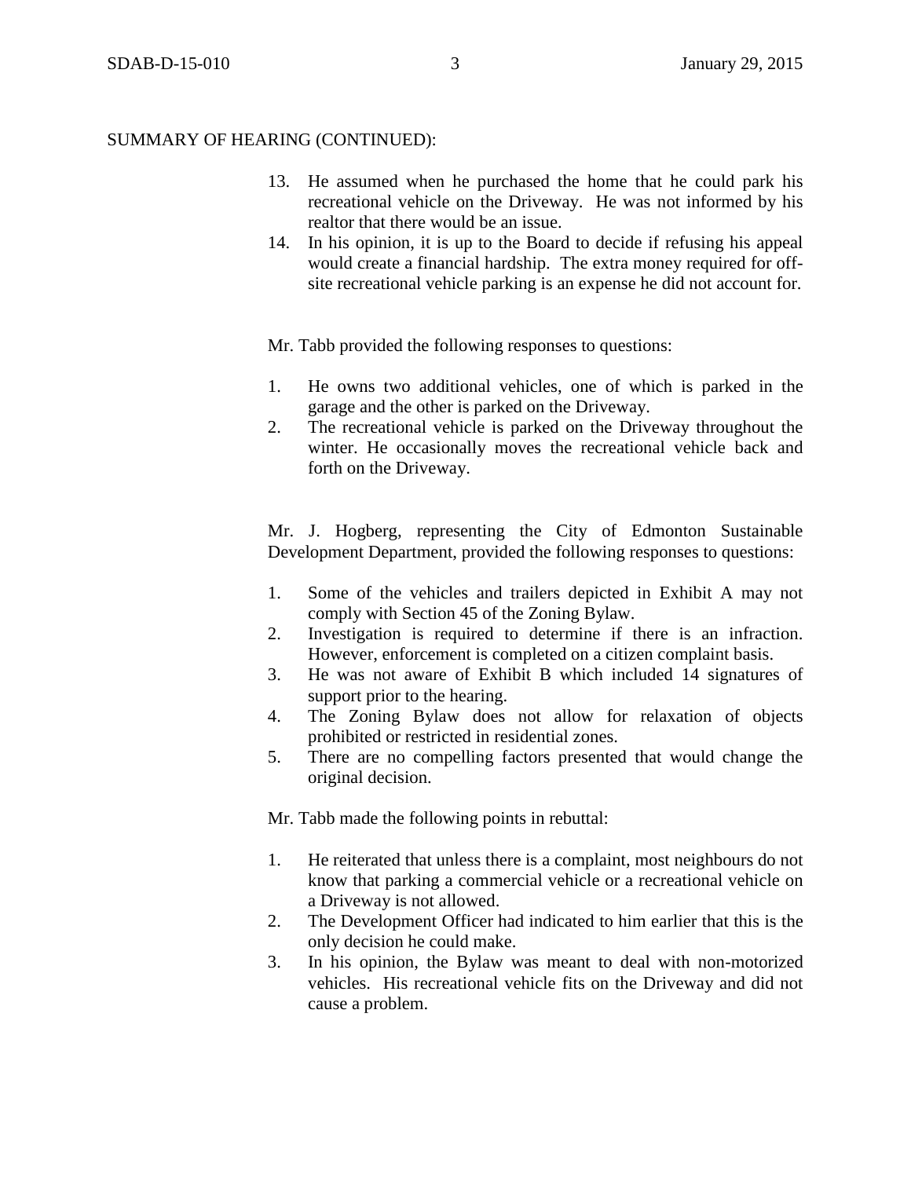SUMMARY OF HEARING (CONTINUED):

13. He assumed when he purchased the home that he could park his recreational vehicle on the Driveway. He was not informed by his realtor that there would be an issue.
14. In his opinion, it is up to the Board to decide if refusing his appeal would create a financial hardship. The extra money required for off-site recreational vehicle parking is an expense he did not account for.

Mr. Tabb provided the following responses to questions:

1. He owns two additional vehicles, one of which is parked in the garage and the other is parked on the Driveway.
2. The recreational vehicle is parked on the Driveway throughout the winter. He occasionally moves the recreational vehicle back and forth on the Driveway.

Mr. J. Hogberg, representing the City of Edmonton Sustainable Development Department, provided the following responses to questions:

1. Some of the vehicles and trailers depicted in Exhibit A may not comply with Section 45 of the Zoning Bylaw.
2. Investigation is required to determine if there is an infraction. However, enforcement is completed on a citizen complaint basis.
3. He was not aware of Exhibit B which included 14 signatures of support prior to the hearing.
4. The Zoning Bylaw does not allow for relaxation of objects prohibited or restricted in residential zones.
5. There are no compelling factors presented that would change the original decision.

Mr. Tabb made the following points in rebuttal:

1. He reiterated that unless there is a complaint, most neighbours do not know that parking a commercial vehicle or a recreational vehicle on a Driveway is not allowed.
2. The Development Officer had indicated to him earlier that this is the only decision he could make.
3. In his opinion, the Bylaw was meant to deal with non-motorized vehicles. His recreational vehicle fits on the Driveway and did not cause a problem.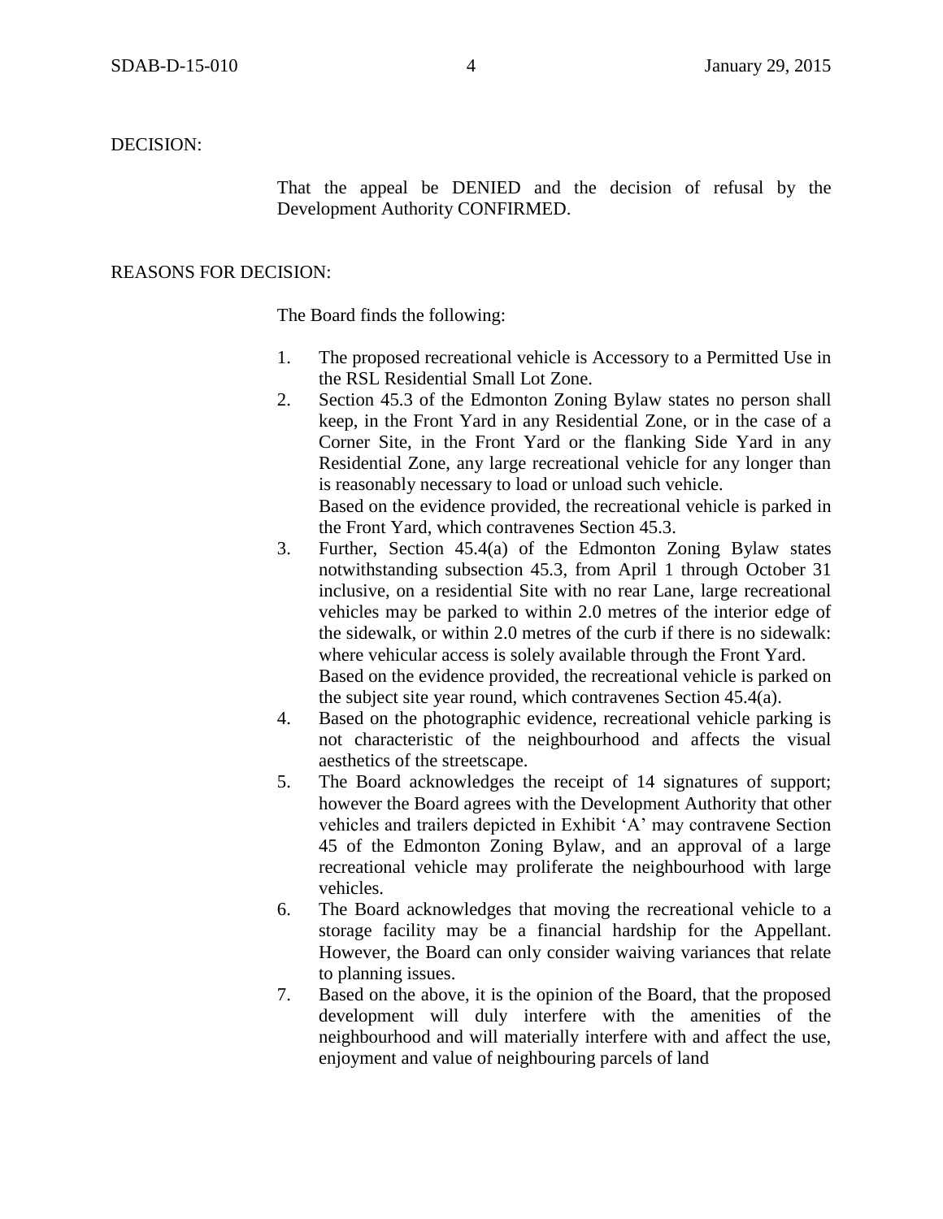DECISION:

That the appeal be DENIED and the decision of refusal by the Development Authority CONFIRMED.

REASONS FOR DECISION:

The Board finds the following:

1. The proposed recreational vehicle is Accessory to a Permitted Use in the RSL Residential Small Lot Zone.
2. Section 45.3 of the Edmonton Zoning Bylaw states no person shall keep, in the Front Yard in any Residential Zone, or in the case of a Corner Site, in the Front Yard or the flanking Side Yard in any Residential Zone, any large recreational vehicle for any longer than is reasonably necessary to load or unload such vehicle.
   Based on the evidence provided, the recreational vehicle is parked in the Front Yard, which contravenes Section 45.3.
3. Further, Section 45.4(a) of the Edmonton Zoning Bylaw states notwithstanding subsection 45.3, from April 1 through October 31 inclusive, on a residential Site with no rear Lane, large recreational vehicles may be parked to within 2.0 metres of the interior edge of the sidewalk, or within 2.0 metres of the curb if there is no sidewalk: where vehicular access is solely available through the Front Yard.
   Based on the evidence provided, the recreational vehicle is parked on the subject site year round, which contravenes Section 45.4(a).
4. Based on the photographic evidence, recreational vehicle parking is not characteristic of the neighbourhood and affects the visual aesthetics of the streetscape.
5. The Board acknowledges the receipt of 14 signatures of support; however the Board agrees with the Development Authority that other vehicles and trailers depicted in Exhibit 'A' may contravene Section 45 of the Edmonton Zoning Bylaw, and an approval of a large recreational vehicle may proliferate the neighbourhood with large vehicles.
6. The Board acknowledges that moving the recreational vehicle to a storage facility may be a financial hardship for the Appellant. However, the Board can only consider waiving variances that relate to planning issues.
7. Based on the above, it is the opinion of the Board, that the proposed development will duly interfere with the amenities of the neighbourhood and will materially interfere with and affect the use, enjoyment and value of neighbouring parcels of land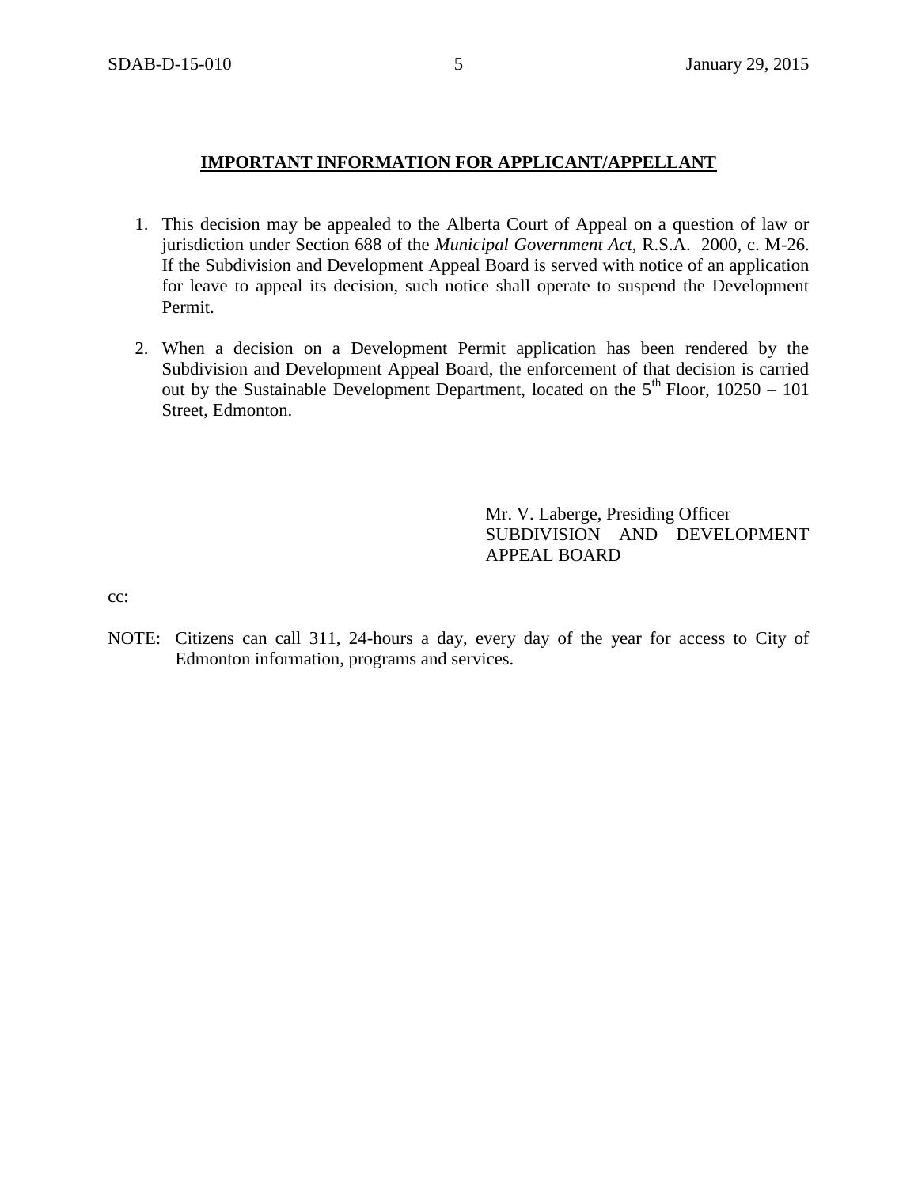## IMPORTANT INFORMATION FOR APPLICANT/APPELLANT

1. This decision may be appealed to the Alberta Court of Appeal on a question of law or jurisdiction under Section 688 of the *Municipal Government Act*, R.S.A. 2000, c. M-26. If the Subdivision and Development Appeal Board is served with notice of an application for leave to appeal its decision, such notice shall operate to suspend the Development Permit.

2. When a decision on a Development Permit application has been rendered by the Subdivision and Development Appeal Board, the enforcement of that decision is carried out by the Sustainable Development Department, located on the 5th Floor, 10250 – 101 Street, Edmonton.

Mr. V. Laberge, Presiding Officer
SUBDIVISION AND DEVELOPMENT APPEAL BOARD

cc:

NOTE: Citizens can call 311, 24-hours a day, every day of the year for access to City of Edmonton information, programs and services.